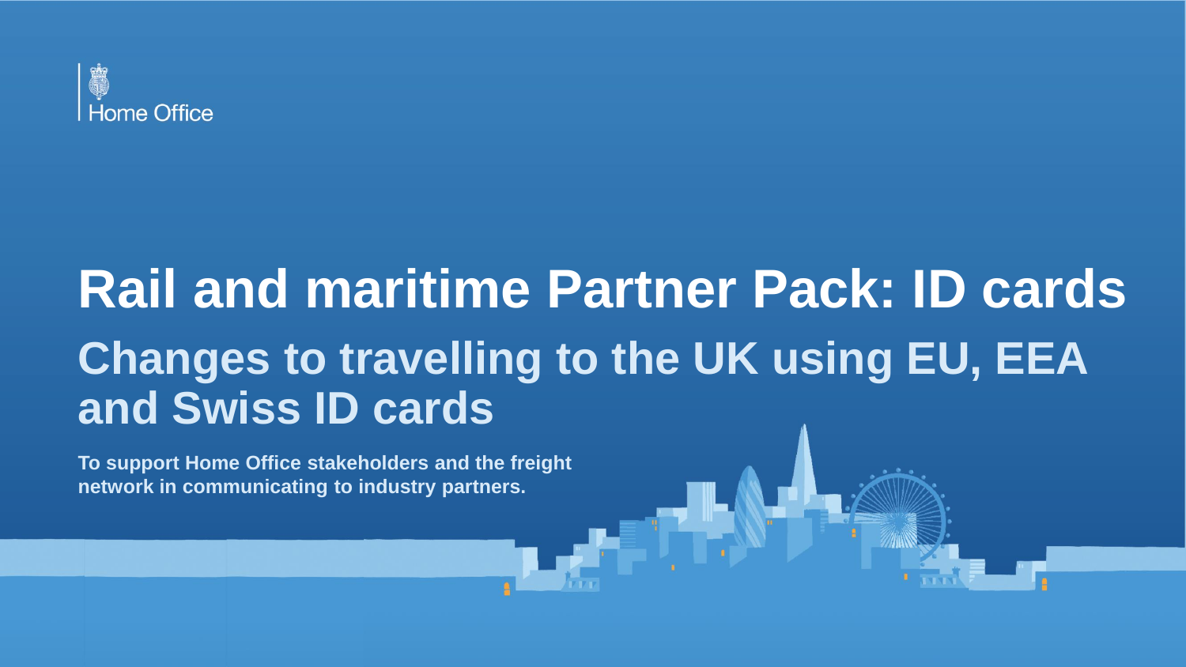Home Office

# Rail and maritime Partner Pack: ID cards

## Changes to travelling to the UK using EU, EEA and Swiss ID cards

**To support Home Office stakeholders and the freight network in communicating to industry partners.**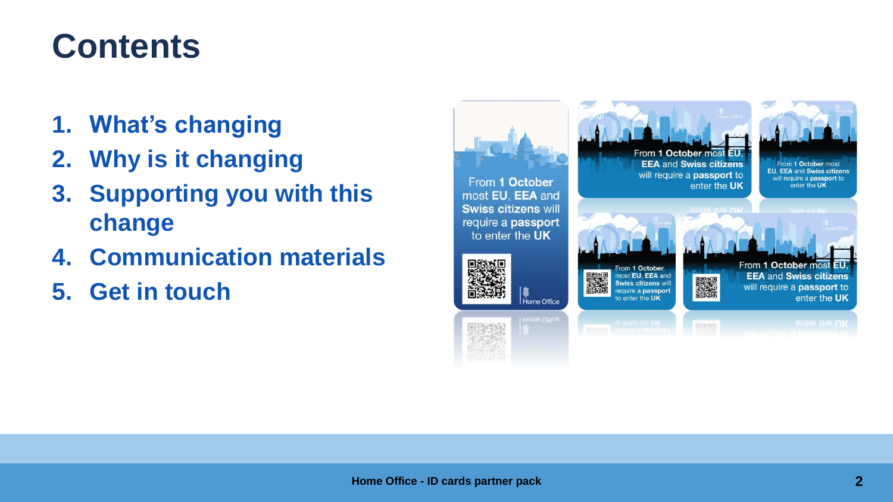# Contents

1. What's changing
2. Why is it changing
3. Supporting you with this change
4. Communication materials
5. Get in touch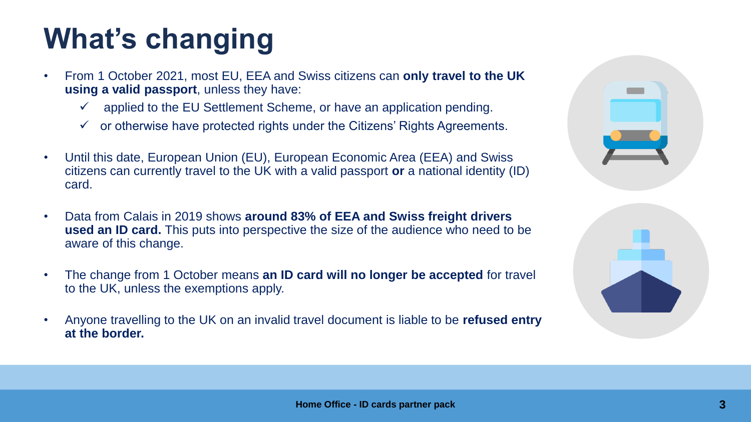# What's changing

- From 1 October 2021, most EU, EEA and Swiss citizens can **only travel to the UK using a valid passport**, unless they have:
  - ✓ applied to the EU Settlement Scheme, or have an application pending.
  - ✓ or otherwise have protected rights under the Citizens' Rights Agreements.
- Until this date, European Union (EU), European Economic Area (EEA) and Swiss citizens can currently travel to the UK with a valid passport **or** a national identity (ID) card.
- Data from Calais in 2019 shows **around 83% of EEA and Swiss freight drivers used an ID card.** This puts into perspective the size of the audience who need to be aware of this change.
- The change from 1 October means **an ID card will no longer be accepted** for travel to the UK, unless the exemptions apply.
- Anyone travelling to the UK on an invalid travel document is liable to be **refused entry at the border.**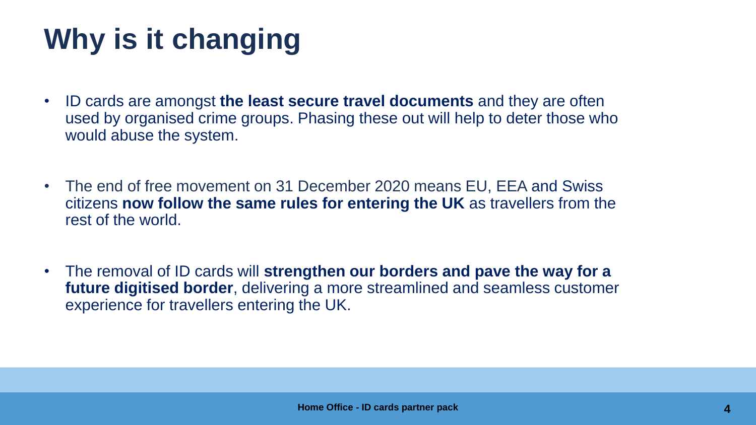# Why is it changing

- ID cards are amongst **the least secure travel documents** and they are often used by organised crime groups. Phasing these out will help to deter those who would abuse the system.

- The end of free movement on 31 December 2020 means EU, EEA and Swiss citizens **now follow the same rules for entering the UK** as travellers from the rest of the world.

- The removal of ID cards will **strengthen our borders and pave the way for a future digitised border**, delivering a more streamlined and seamless customer experience for travellers entering the UK.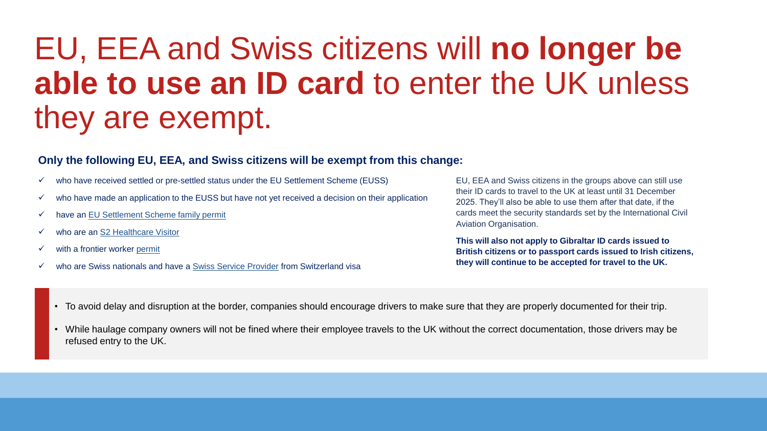# EU, EEA and Swiss citizens will **no longer be able to use an ID card** to enter the UK unless they are exempt.

**Only the following EU, EEA, and Swiss citizens will be exempt from this change:**

- ✓ who have received settled or pre-settled status under the EU Settlement Scheme (EUSS)
- ✓ who have made an application to the EUSS but have not yet received a decision on their application
- ✓ have an EU Settlement Scheme family permit
- ✓ who are an S2 Healthcare Visitor
- ✓ with a frontier worker permit
- ✓ who are Swiss nationals and have a Swiss Service Provider from Switzerland visa

EU, EEA and Swiss citizens in the groups above can still use their ID cards to travel to the UK at least until 31 December 2025. They'll also be able to use them after that date, if the cards meet the security standards set by the International Civil Aviation Organisation.

**This will also not apply to Gibraltar ID cards issued to British citizens or to passport cards issued to Irish citizens, they will continue to be accepted for travel to the UK.**

- To avoid delay and disruption at the border, companies should encourage drivers to make sure that they are properly documented for their trip.
- While haulage company owners will not be fined where their employee travels to the UK without the correct documentation, those drivers may be refused entry to the UK.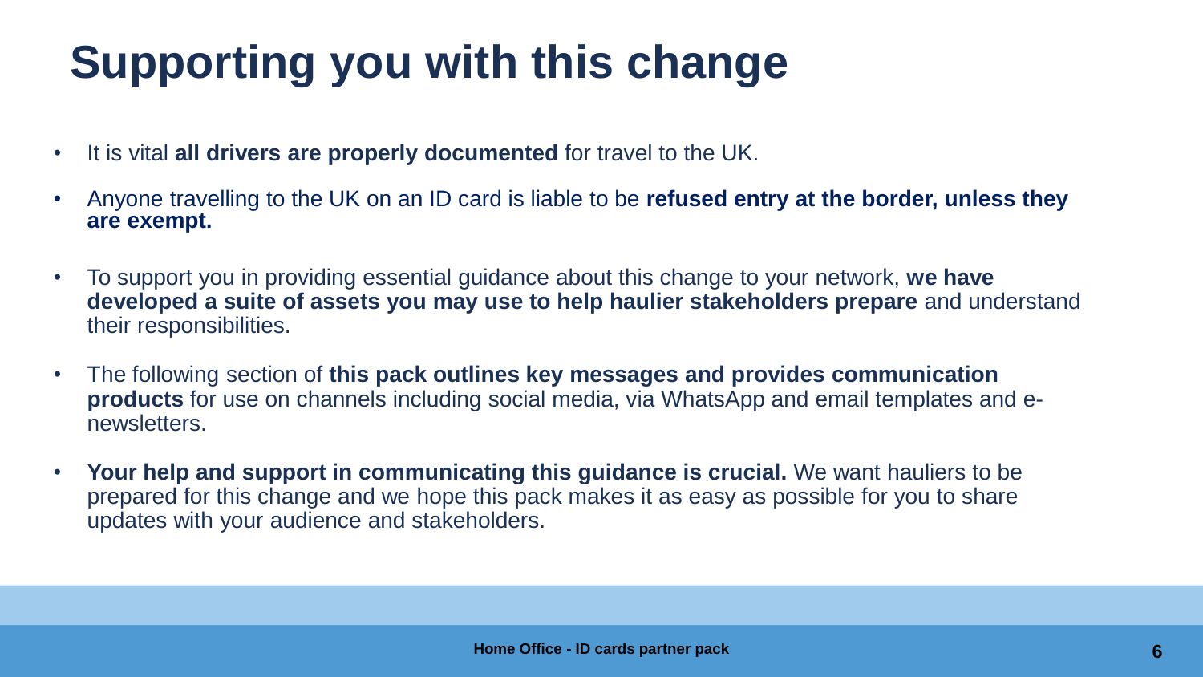# Supporting you with this change

- It is vital **all drivers are properly documented** for travel to the UK.
- Anyone travelling to the UK on an ID card is liable to be **refused entry at the border, unless they are exempt.**
- To support you in providing essential guidance about this change to your network, **we have developed a suite of assets you may use to help haulier stakeholders prepare** and understand their responsibilities.
- The following section of **this pack outlines key messages and provides communication products** for use on channels including social media, via WhatsApp and email templates and e-newsletters.
- **Your help and support in communicating this guidance is crucial.** We want hauliers to be prepared for this change and we hope this pack makes it as easy as possible for you to share updates with your audience and stakeholders.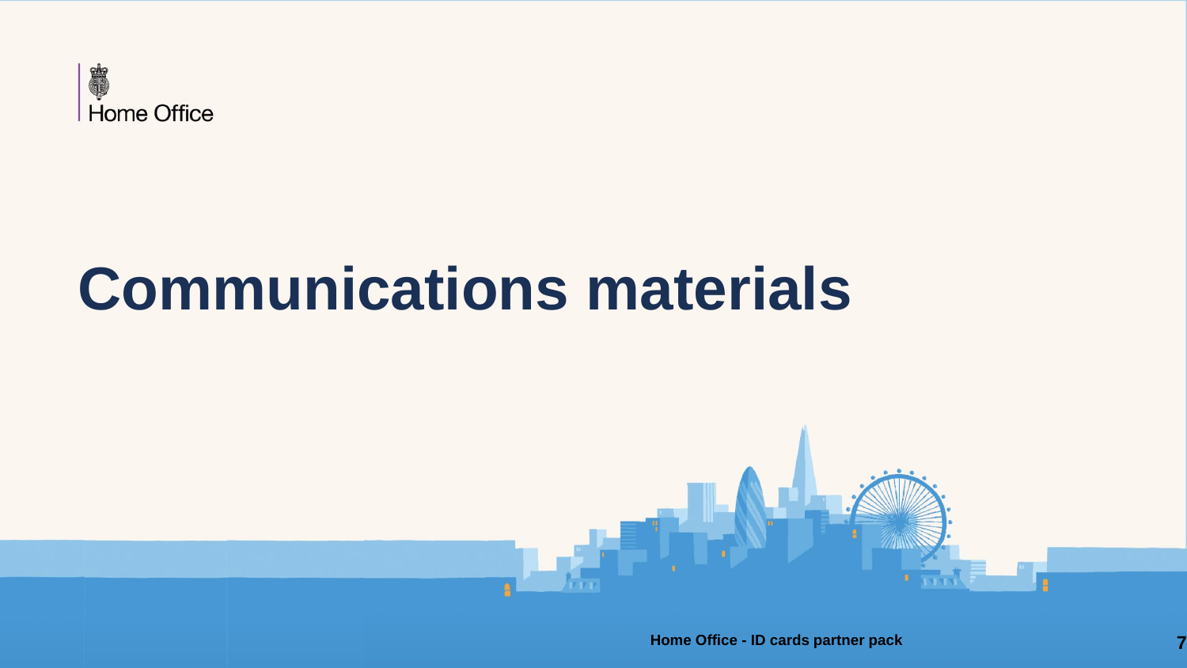Home Office

# Communications materials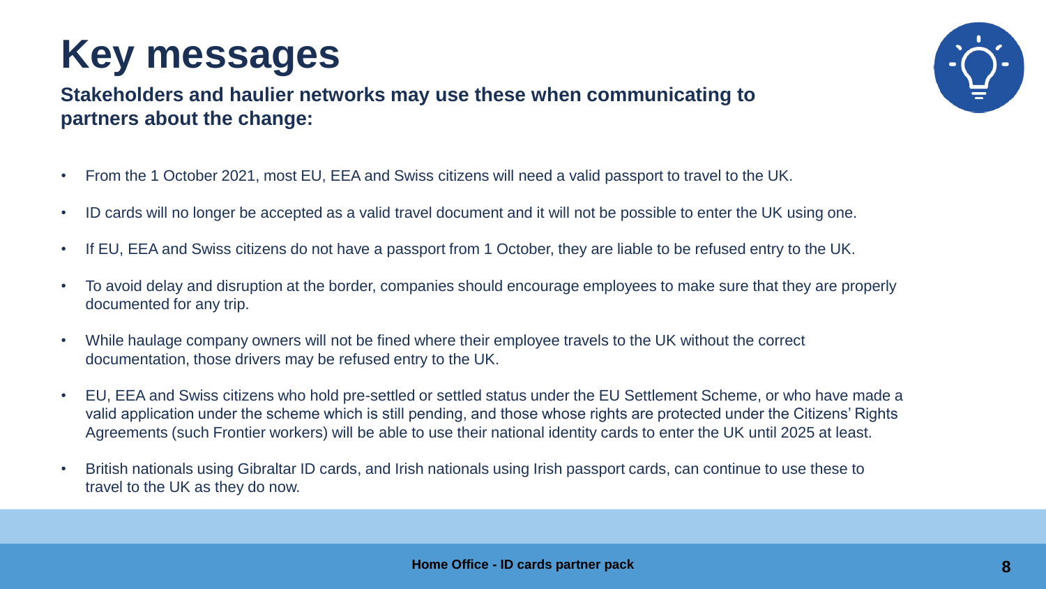# Key messages

**Stakeholders and haulier networks may use these when communicating to partners about the change:**

- From the 1 October 2021, most EU, EEA and Swiss citizens will need a valid passport to travel to the UK.
- ID cards will no longer be accepted as a valid travel document and it will not be possible to enter the UK using one.
- If EU, EEA and Swiss citizens do not have a passport from 1 October, they are liable to be refused entry to the UK.
- To avoid delay and disruption at the border, companies should encourage employees to make sure that they are properly documented for any trip.
- While haulage company owners will not be fined where their employee travels to the UK without the correct documentation, those drivers may be refused entry to the UK.
- EU, EEA and Swiss citizens who hold pre-settled or settled status under the EU Settlement Scheme, or who have made a valid application under the scheme which is still pending, and those whose rights are protected under the Citizens' Rights Agreements (such Frontier workers) will be able to use their national identity cards to enter the UK until 2025 at least.
- British nationals using Gibraltar ID cards, and Irish nationals using Irish passport cards, can continue to use these to travel to the UK as they do now.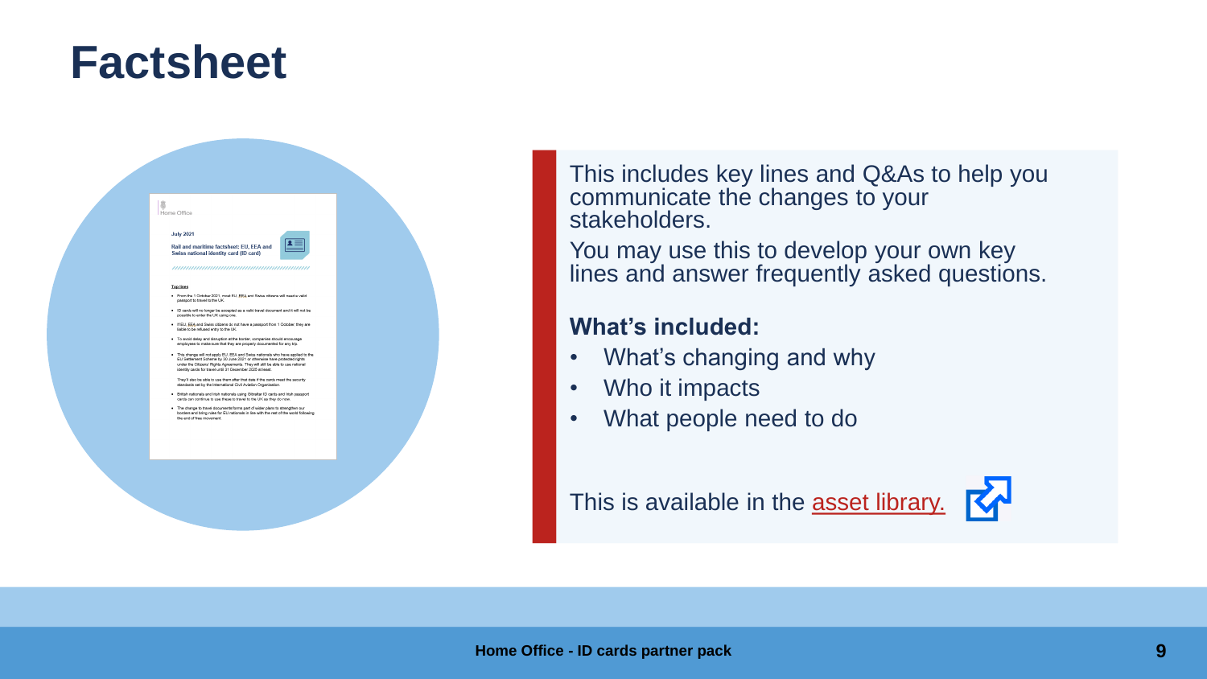# Factsheet

This includes key lines and Q&As to help you communicate the changes to your stakeholders.

You may use this to develop your own key lines and answer frequently asked questions.

**What's included:**

- What's changing and why
- Who it impacts
- What people need to do

This is available in the asset library.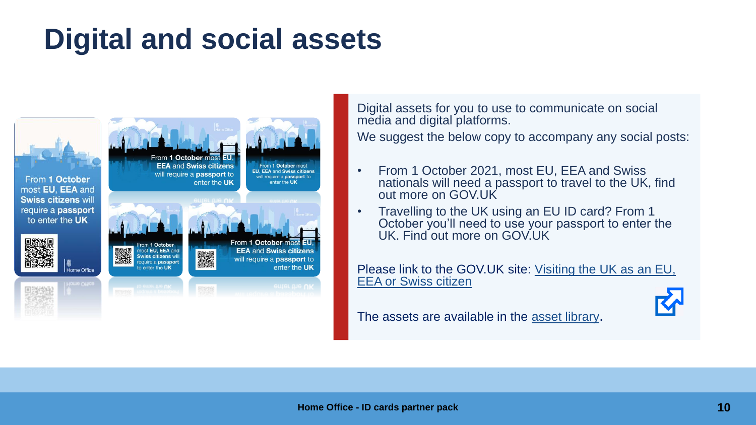# Digital and social assets

Digital assets for you to use to communicate on social media and digital platforms.

We suggest the below copy to accompany any social posts:

- From 1 October 2021, most EU, EEA and Swiss nationals will need a passport to travel to the UK, find out more on GOV.UK
- Travelling to the UK using an EU ID card? From 1 October you'll need to use your passport to enter the UK. Find out more on GOV.UK

Please link to the GOV.UK site: Visiting the UK as an EU, EEA or Swiss citizen

The assets are available in the asset library.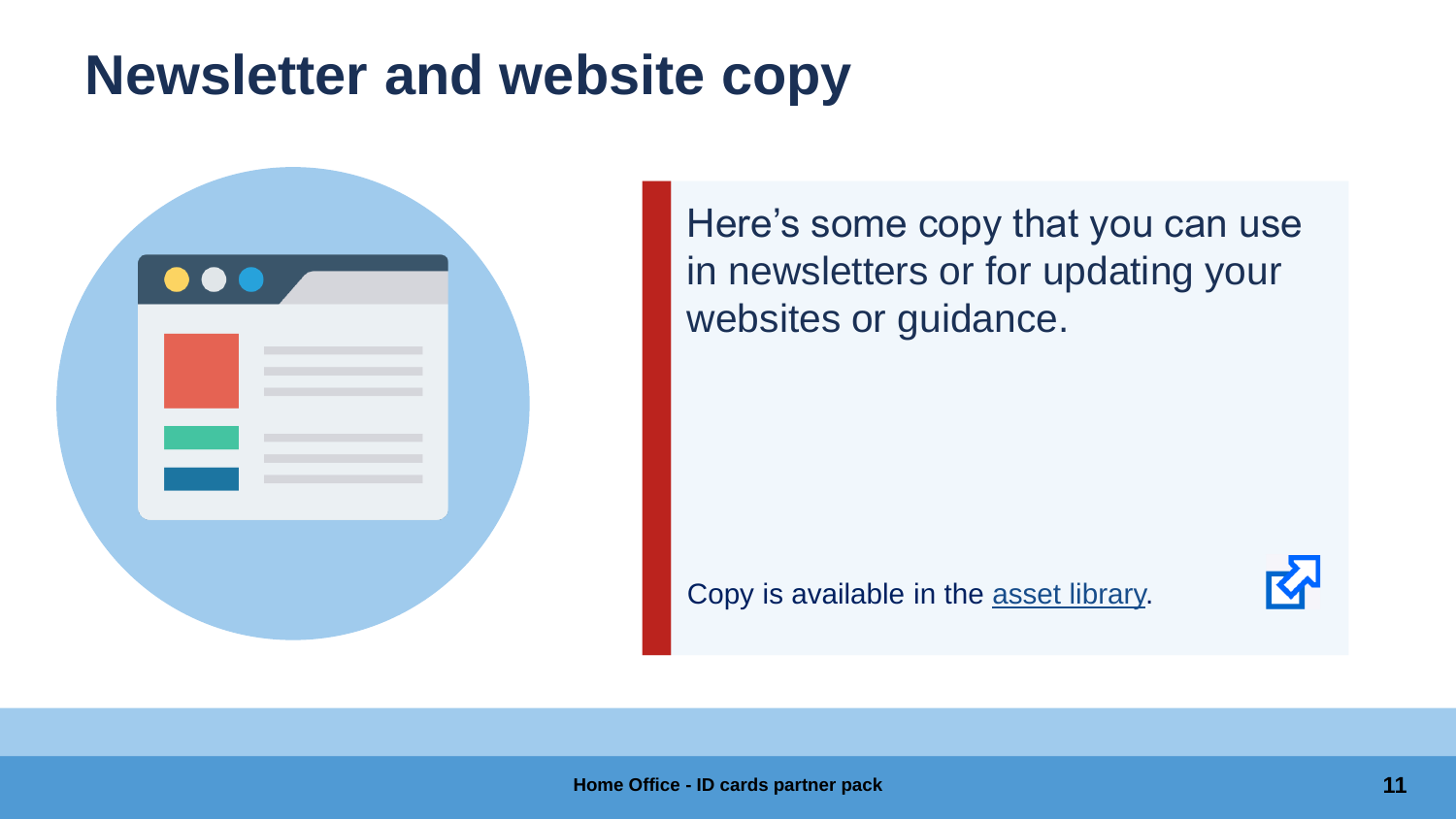# Newsletter and website copy

Here's some copy that you can use in newsletters or for updating your websites or guidance.

Copy is available in the asset library.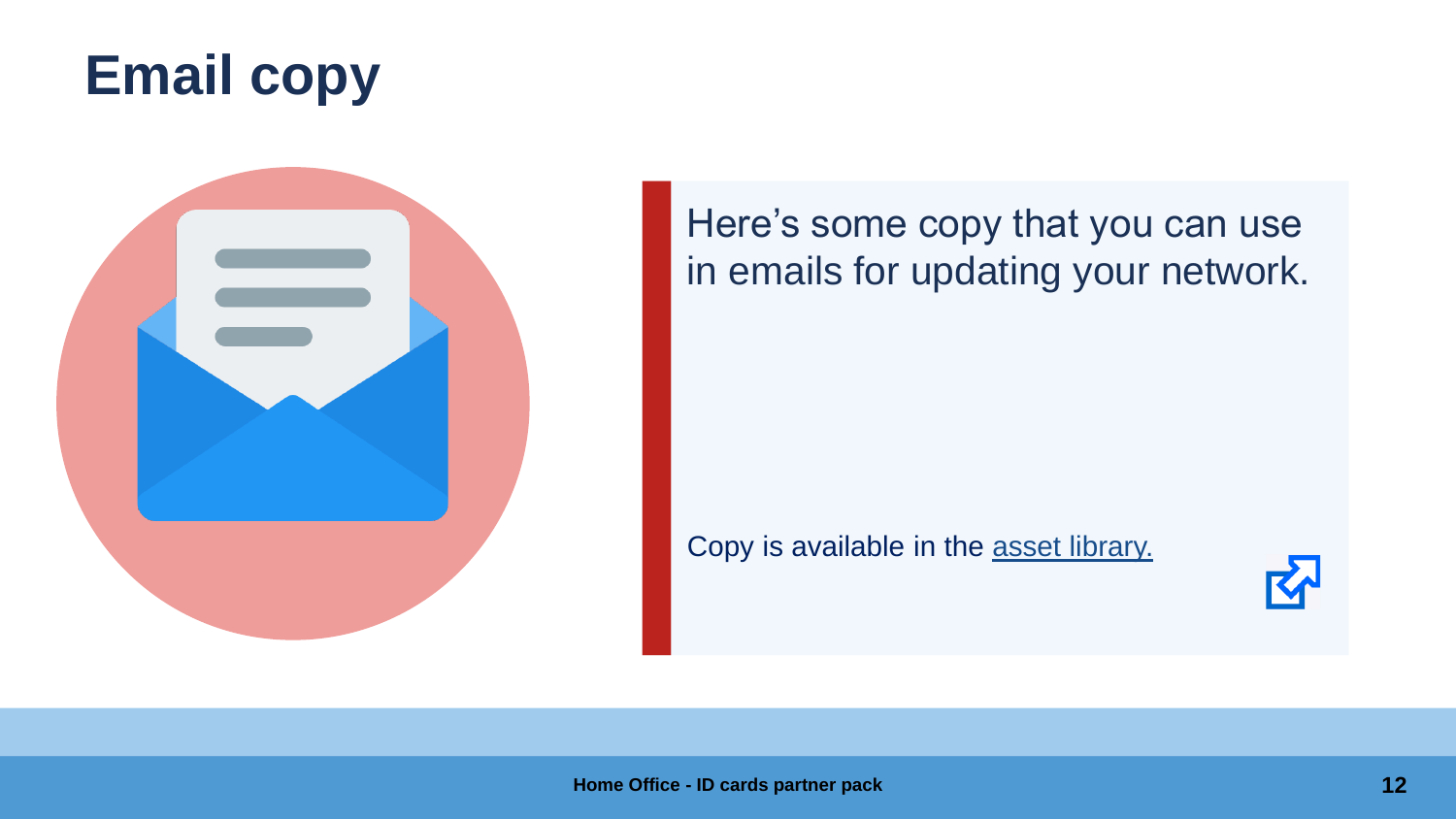# Email copy

Here's some copy that you can use in emails for updating your network.

Copy is available in the asset library.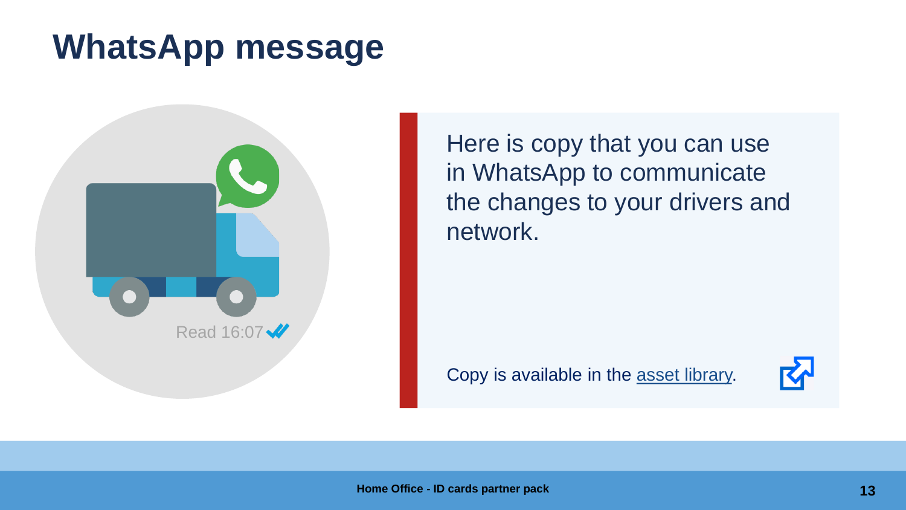# WhatsApp message

Here is copy that you can use in WhatsApp to communicate the changes to your drivers and network.

Copy is available in the asset library.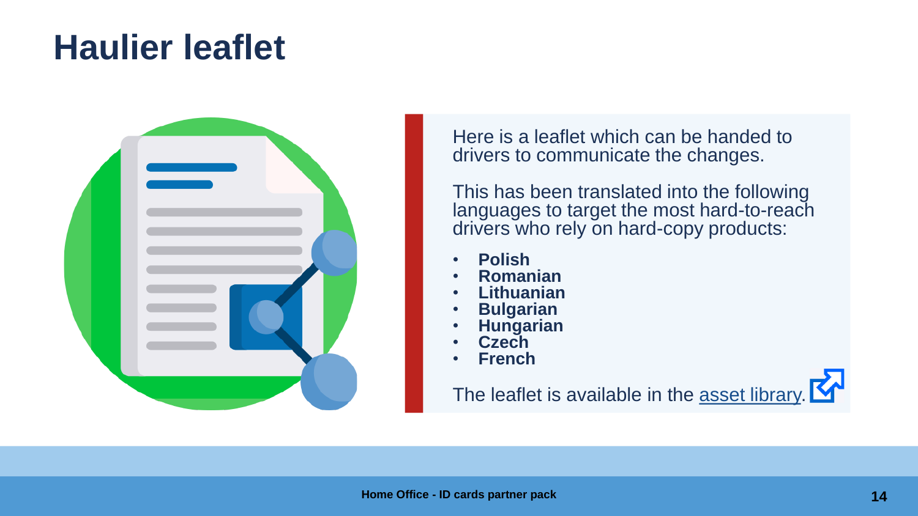# Haulier leaflet

Here is a leaflet which can be handed to drivers to communicate the changes.

This has been translated into the following languages to target the most hard-to-reach drivers who rely on hard-copy products:

- **Polish**
- **Romanian**
- **Lithuanian**
- **Bulgarian**
- **Hungarian**
- **Czech**
- **French**

The leaflet is available in the asset library.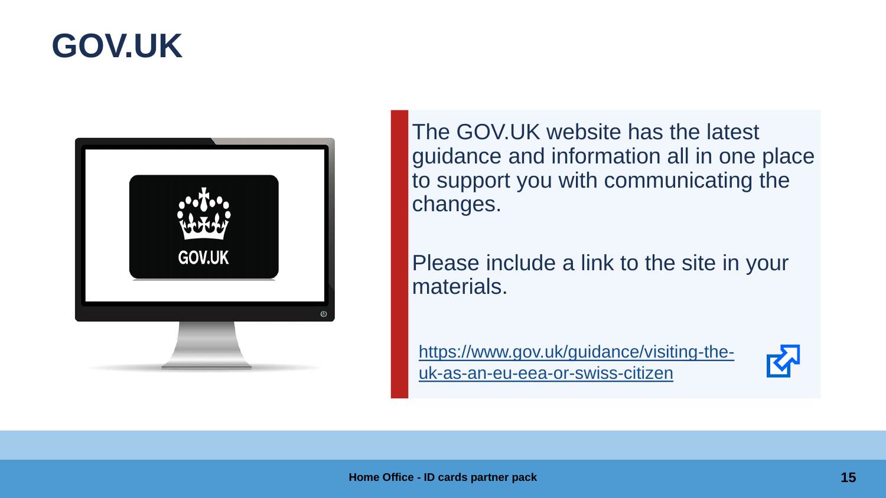# GOV.UK

The GOV.UK website has the latest guidance and information all in one place to support you with communicating the changes.

Please include a link to the site in your materials.

https://www.gov.uk/guidance/visiting-the-uk-as-an-eu-eea-or-swiss-citizen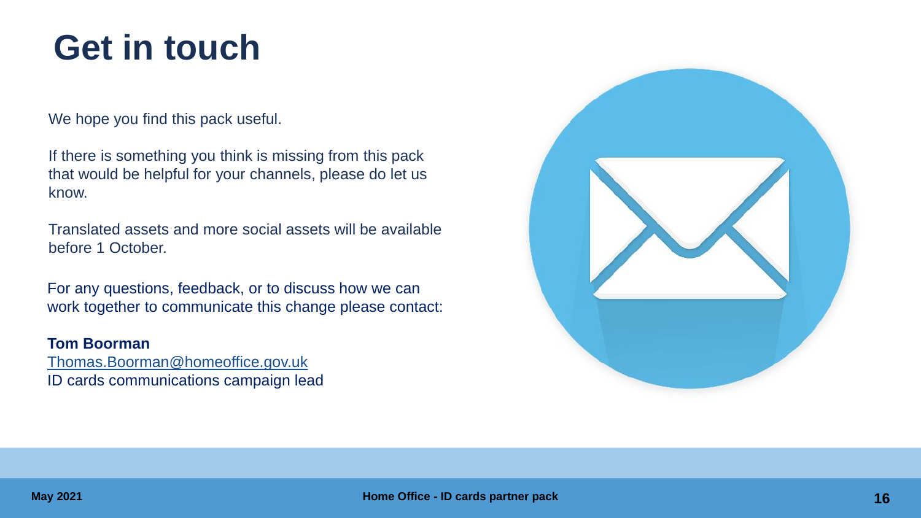# Get in touch

We hope you find this pack useful.

If there is something you think is missing from this pack that would be helpful for your channels, please do let us know.

Translated assets and more social assets will be available before 1 October.

For any questions, feedback, or to discuss how we can work together to communicate this change please contact:

**Tom Boorman**
Thomas.Boorman@homeoffice.gov.uk
ID cards communications campaign lead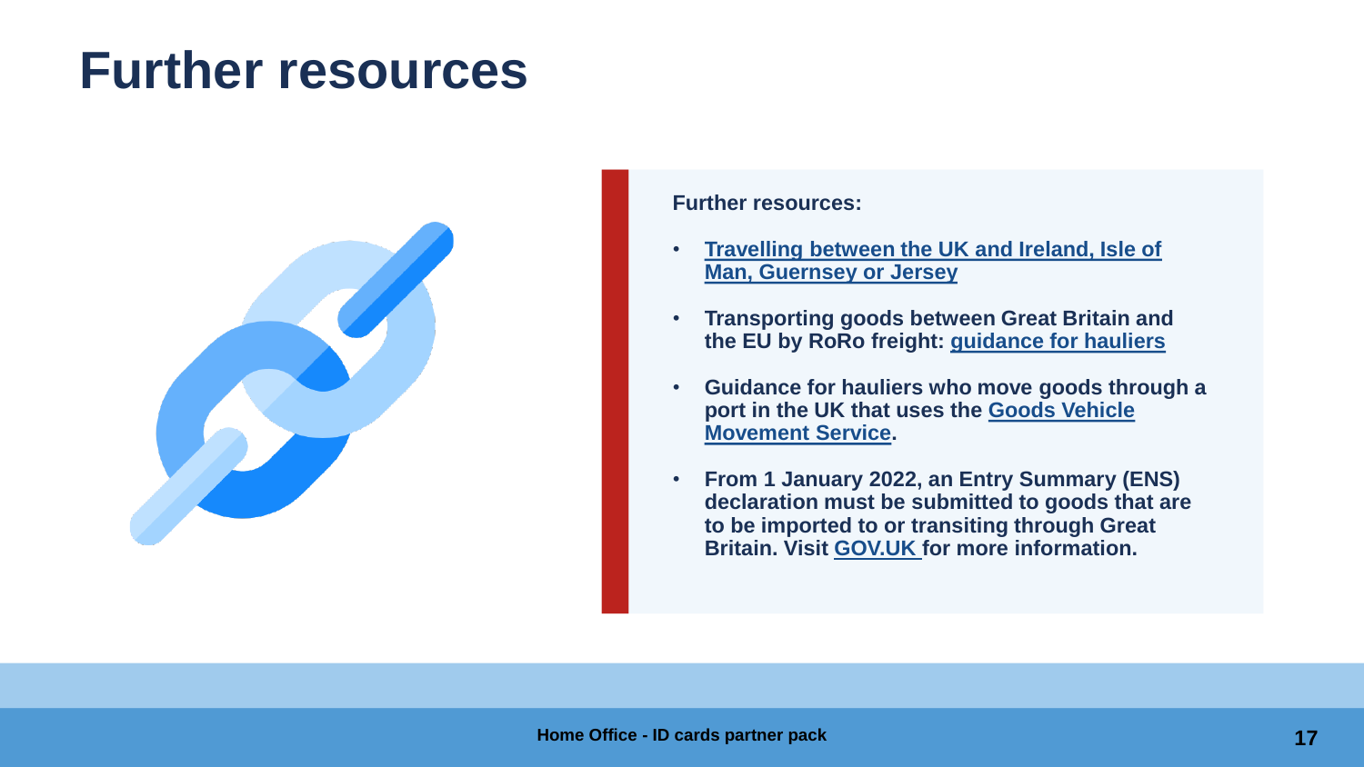# Further resources

**Further resources:**

- **Travelling between the UK and Ireland, Isle of Man, Guernsey or Jersey**
- **Transporting goods between Great Britain and the EU by RoRo freight: guidance for hauliers**
- **Guidance for hauliers who move goods through a port in the UK that uses the Goods Vehicle Movement Service.**
- **From 1 January 2022, an Entry Summary (ENS) declaration must be submitted to goods that are to be imported to or transiting through Great Britain. Visit GOV.UK for more information.**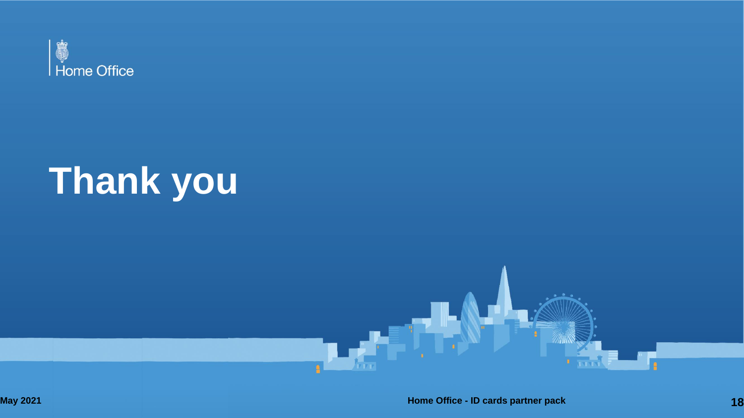Home Office

# Thank you